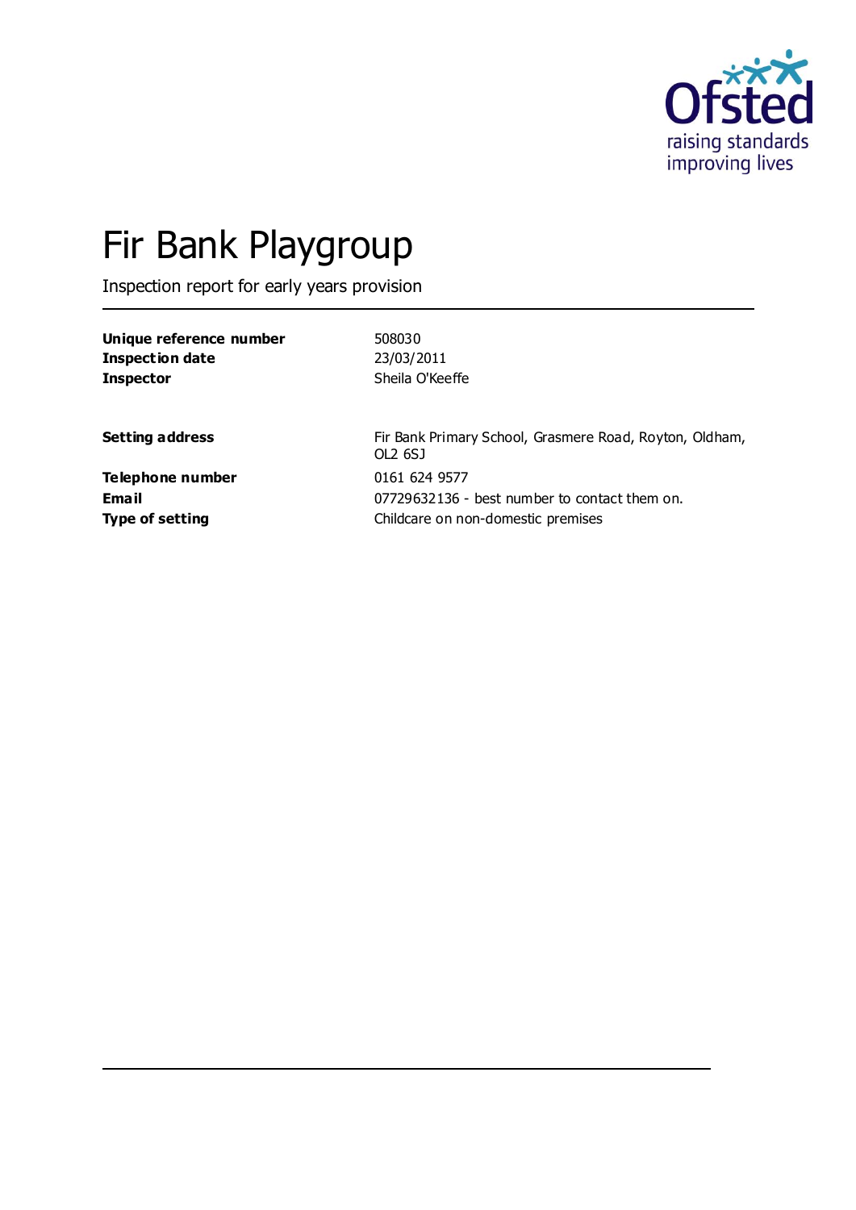# Fir Bank Playgroup

Inspection report for early years provision

| | |
|---|---|
| **Unique reference number** | 508030 |
| **Inspection date** | 23/03/2011 |
| **Inspector** | Sheila O'Keeffe |

| | |
|---|---|
| **Setting address** | Fir Bank Primary School, Grasmere Road, Royton, Oldham, OL2 6SJ |
| **Telephone number** | 0161 624 9577 |
| **Email** | 07729632136 - best number to contact them on. |
| **Type of setting** | Childcare on non-domestic premises |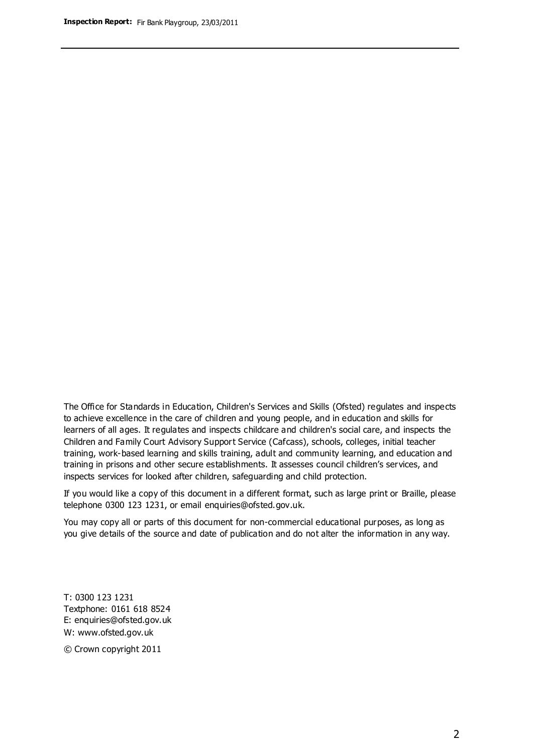The Office for Standards in Education, Children's Services and Skills (Ofsted) regulates and inspects to achieve excellence in the care of children and young people, and in education and skills for learners of all ages. It regulates and inspects childcare and children's social care, and inspects the Children and Family Court Advisory Support Service (Cafcass), schools, colleges, initial teacher training, work-based learning and skills training, adult and community learning, and education and training in prisons and other secure establishments. It assesses council children's services, and inspects services for looked after children, safeguarding and child protection.

If you would like a copy of this document in a different format, such as large print or Braille, please telephone 0300 123 1231, or email enquiries@ofsted.gov.uk.

You may copy all or parts of this document for non-commercial educational purposes, as long as you give details of the source and date of publication and do not alter the information in any way.

T: 0300 123 1231
Textphone: 0161 618 8524
E: enquiries@ofsted.gov.uk
W: www.ofsted.gov.uk

© Crown copyright 2011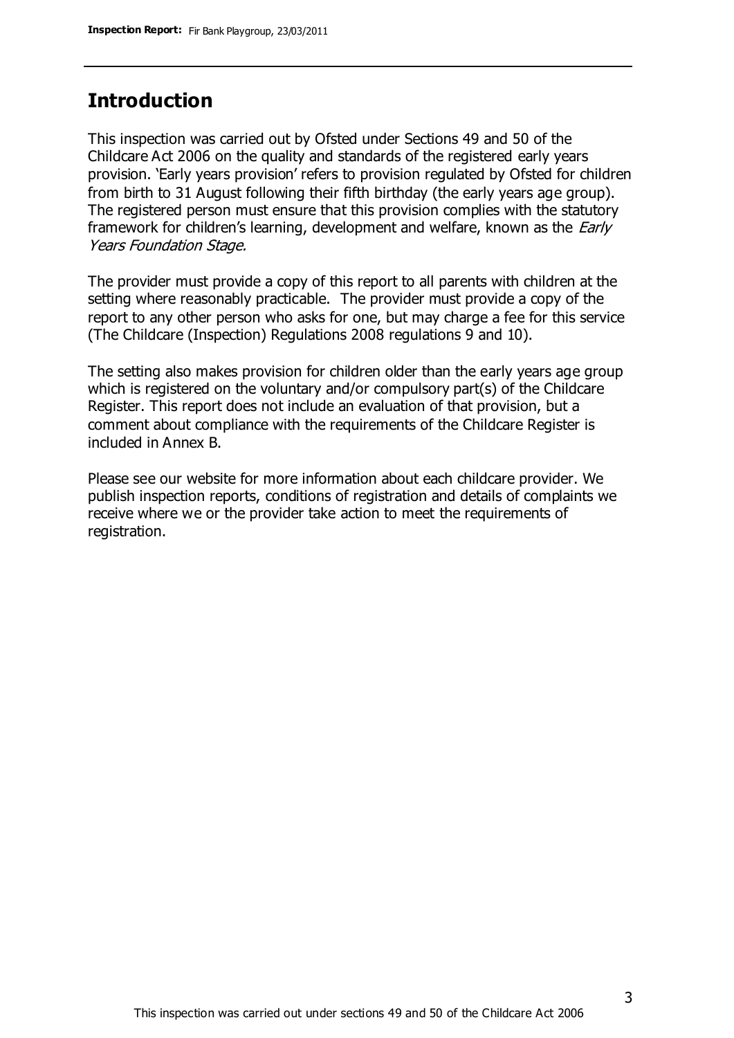## Introduction

This inspection was carried out by Ofsted under Sections 49 and 50 of the Childcare Act 2006 on the quality and standards of the registered early years provision. 'Early years provision' refers to provision regulated by Ofsted for children from birth to 31 August following their fifth birthday (the early years age group). The registered person must ensure that this provision complies with the statutory framework for children's learning, development and welfare, known as the *Early Years Foundation Stage.*

The provider must provide a copy of this report to all parents with children at the setting where reasonably practicable. The provider must provide a copy of the report to any other person who asks for one, but may charge a fee for this service (The Childcare (Inspection) Regulations 2008 regulations 9 and 10).

The setting also makes provision for children older than the early years age group which is registered on the voluntary and/or compulsory part(s) of the Childcare Register. This report does not include an evaluation of that provision, but a comment about compliance with the requirements of the Childcare Register is included in Annex B.

Please see our website for more information about each childcare provider. We publish inspection reports, conditions of registration and details of complaints we receive where we or the provider take action to meet the requirements of registration.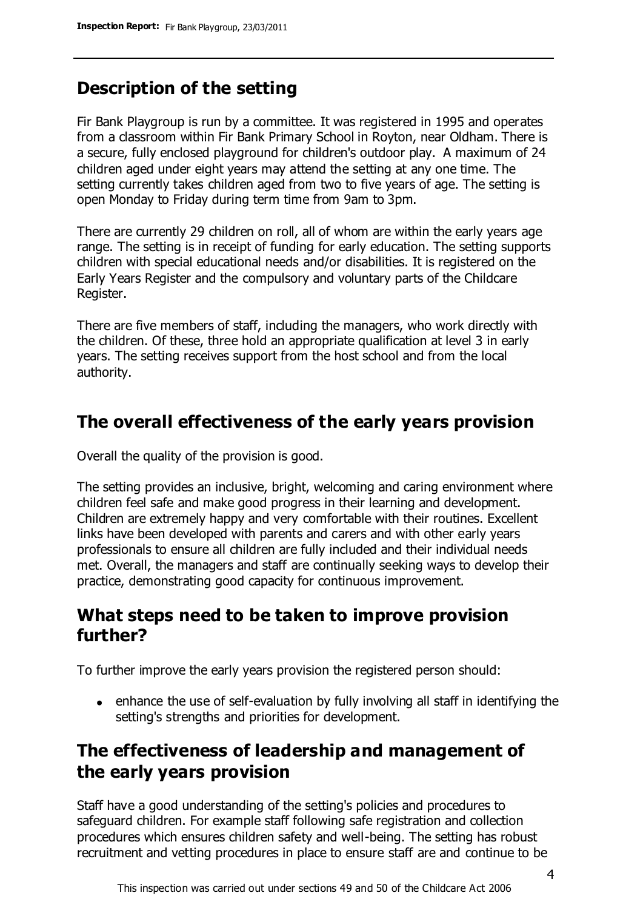## Description of the setting

Fir Bank Playgroup is run by a committee. It was registered in 1995 and operates from a classroom within Fir Bank Primary School in Royton, near Oldham. There is a secure, fully enclosed playground for children's outdoor play. A maximum of 24 children aged under eight years may attend the setting at any one time. The setting currently takes children aged from two to five years of age. The setting is open Monday to Friday during term time from 9am to 3pm.

There are currently 29 children on roll, all of whom are within the early years age range. The setting is in receipt of funding for early education. The setting supports children with special educational needs and/or disabilities. It is registered on the Early Years Register and the compulsory and voluntary parts of the Childcare Register.

There are five members of staff, including the managers, who work directly with the children. Of these, three hold an appropriate qualification at level 3 in early years. The setting receives support from the host school and from the local authority.

## The overall effectiveness of the early years provision

Overall the quality of the provision is good.

The setting provides an inclusive, bright, welcoming and caring environment where children feel safe and make good progress in their learning and development. Children are extremely happy and very comfortable with their routines. Excellent links have been developed with parents and carers and with other early years professionals to ensure all children are fully included and their individual needs met. Overall, the managers and staff are continually seeking ways to develop their practice, demonstrating good capacity for continuous improvement.

## What steps need to be taken to improve provision further?

To further improve the early years provision the registered person should:

- enhance the use of self-evaluation by fully involving all staff in identifying the setting's strengths and priorities for development.

## The effectiveness of leadership and management of the early years provision

Staff have a good understanding of the setting's policies and procedures to safeguard children. For example staff following safe registration and collection procedures which ensures children safety and well-being. The setting has robust recruitment and vetting procedures in place to ensure staff are and continue to be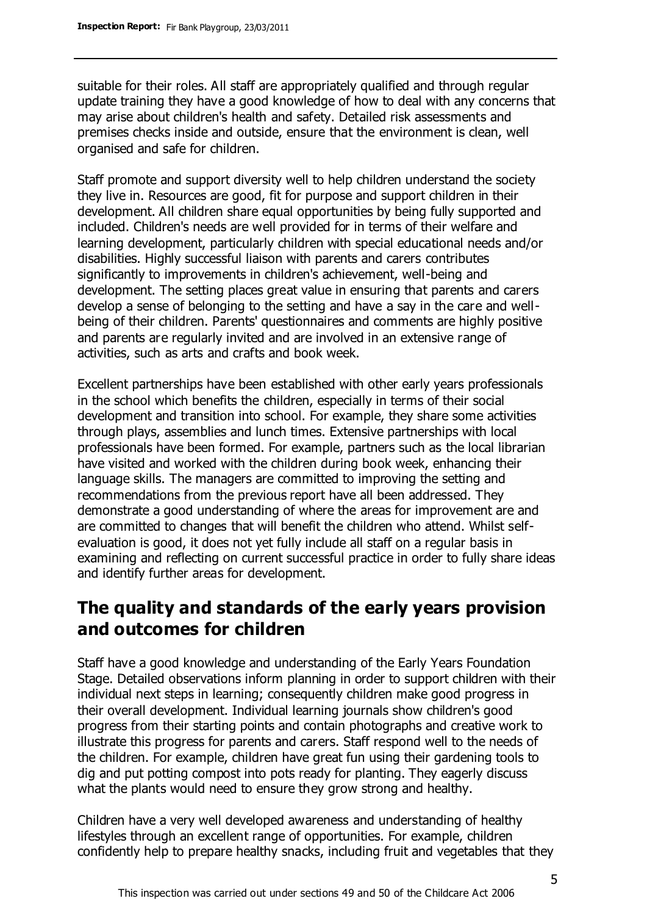suitable for their roles. All staff are appropriately qualified and through regular update training they have a good knowledge of how to deal with any concerns that may arise about children's health and safety. Detailed risk assessments and premises checks inside and outside, ensure that the environment is clean, well organised and safe for children.

Staff promote and support diversity well to help children understand the society they live in. Resources are good, fit for purpose and support children in their development. All children share equal opportunities by being fully supported and included. Children's needs are well provided for in terms of their welfare and learning development, particularly children with special educational needs and/or disabilities. Highly successful liaison with parents and carers contributes significantly to improvements in children's achievement, well-being and development. The setting places great value in ensuring that parents and carers develop a sense of belonging to the setting and have a say in the care and well-being of their children. Parents' questionnaires and comments are highly positive and parents are regularly invited and are involved in an extensive range of activities, such as arts and crafts and book week.

Excellent partnerships have been established with other early years professionals in the school which benefits the children, especially in terms of their social development and transition into school. For example, they share some activities through plays, assemblies and lunch times. Extensive partnerships with local professionals have been formed. For example, partners such as the local librarian have visited and worked with the children during book week, enhancing their language skills. The managers are committed to improving the setting and recommendations from the previous report have all been addressed. They demonstrate a good understanding of where the areas for improvement are and are committed to changes that will benefit the children who attend. Whilst self-evaluation is good, it does not yet fully include all staff on a regular basis in examining and reflecting on current successful practice in order to fully share ideas and identify further areas for development.

## The quality and standards of the early years provision and outcomes for children

Staff have a good knowledge and understanding of the Early Years Foundation Stage. Detailed observations inform planning in order to support children with their individual next steps in learning; consequently children make good progress in their overall development. Individual learning journals show children's good progress from their starting points and contain photographs and creative work to illustrate this progress for parents and carers. Staff respond well to the needs of the children. For example, children have great fun using their gardening tools to dig and put potting compost into pots ready for planting. They eagerly discuss what the plants would need to ensure they grow strong and healthy.

Children have a very well developed awareness and understanding of healthy lifestyles through an excellent range of opportunities. For example, children confidently help to prepare healthy snacks, including fruit and vegetables that they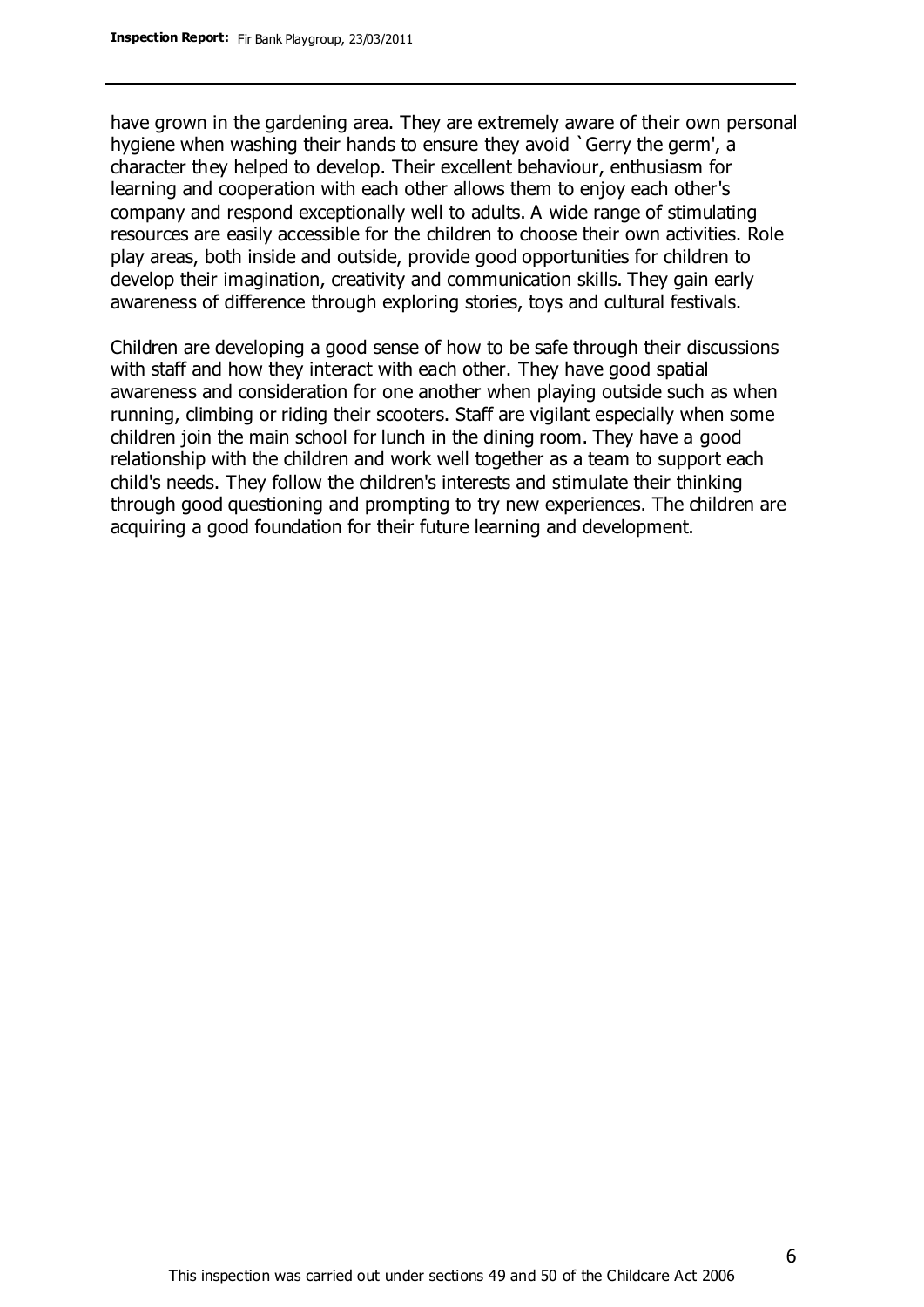have grown in the gardening area. They are extremely aware of their own personal hygiene when washing their hands to ensure they avoid `Gerry the germ', a character they helped to develop. Their excellent behaviour, enthusiasm for learning and cooperation with each other allows them to enjoy each other's company and respond exceptionally well to adults. A wide range of stimulating resources are easily accessible for the children to choose their own activities. Role play areas, both inside and outside, provide good opportunities for children to develop their imagination, creativity and communication skills. They gain early awareness of difference through exploring stories, toys and cultural festivals.

Children are developing a good sense of how to be safe through their discussions with staff and how they interact with each other. They have good spatial awareness and consideration for one another when playing outside such as when running, climbing or riding their scooters. Staff are vigilant especially when some children join the main school for lunch in the dining room. They have a good relationship with the children and work well together as a team to support each child's needs. They follow the children's interests and stimulate their thinking through good questioning and prompting to try new experiences. The children are acquiring a good foundation for their future learning and development.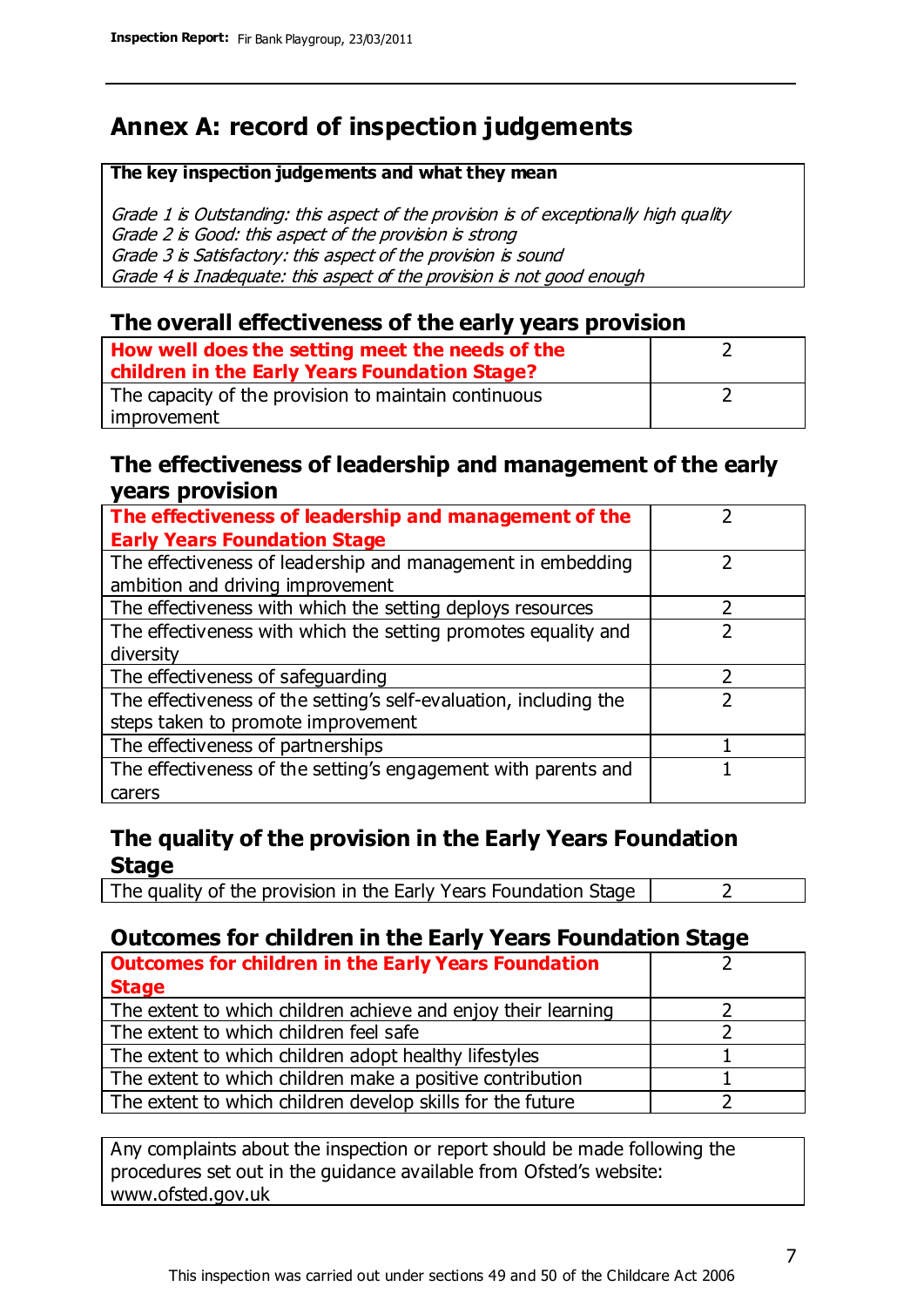# Annex A: record of inspection judgements

**The key inspection judgements and what they mean**

*Grade 1 is Outstanding: this aspect of the provision is of exceptionally high quality*
*Grade 2 is Good: this aspect of the provision is strong*
*Grade 3 is Satisfactory: this aspect of the provision is sound*
*Grade 4 is Inadequate: this aspect of the provision is not good enough*

## The overall effectiveness of the early years provision

| How well does the setting meet the needs of the children in the Early Years Foundation Stage? | 2 |
|---|---|
| The capacity of the provision to maintain continuous improvement | 2 |

## The effectiveness of leadership and management of the early years provision

| The effectiveness of leadership and management of the Early Years Foundation Stage | 2 |
|---|---|
| The effectiveness of leadership and management in embedding ambition and driving improvement | 2 |
| The effectiveness with which the setting deploys resources | 2 |
| The effectiveness with which the setting promotes equality and diversity | 2 |
| The effectiveness of safeguarding | 2 |
| The effectiveness of the setting's self-evaluation, including the steps taken to promote improvement | 2 |
| The effectiveness of partnerships | 1 |
| The effectiveness of the setting's engagement with parents and carers | 1 |

## The quality of the provision in the Early Years Foundation Stage

| The quality of the provision in the Early Years Foundation Stage | 2 |
|---|---|

## Outcomes for children in the Early Years Foundation Stage

| Outcomes for children in the Early Years Foundation Stage | 2 |
|---|---|
| The extent to which children achieve and enjoy their learning | 2 |
| The extent to which children feel safe | 2 |
| The extent to which children adopt healthy lifestyles | 1 |
| The extent to which children make a positive contribution | 1 |
| The extent to which children develop skills for the future | 2 |

Any complaints about the inspection or report should be made following the procedures set out in the guidance available from Ofsted's website: www.ofsted.gov.uk

This inspection was carried out under sections 49 and 50 of the Childcare Act 2006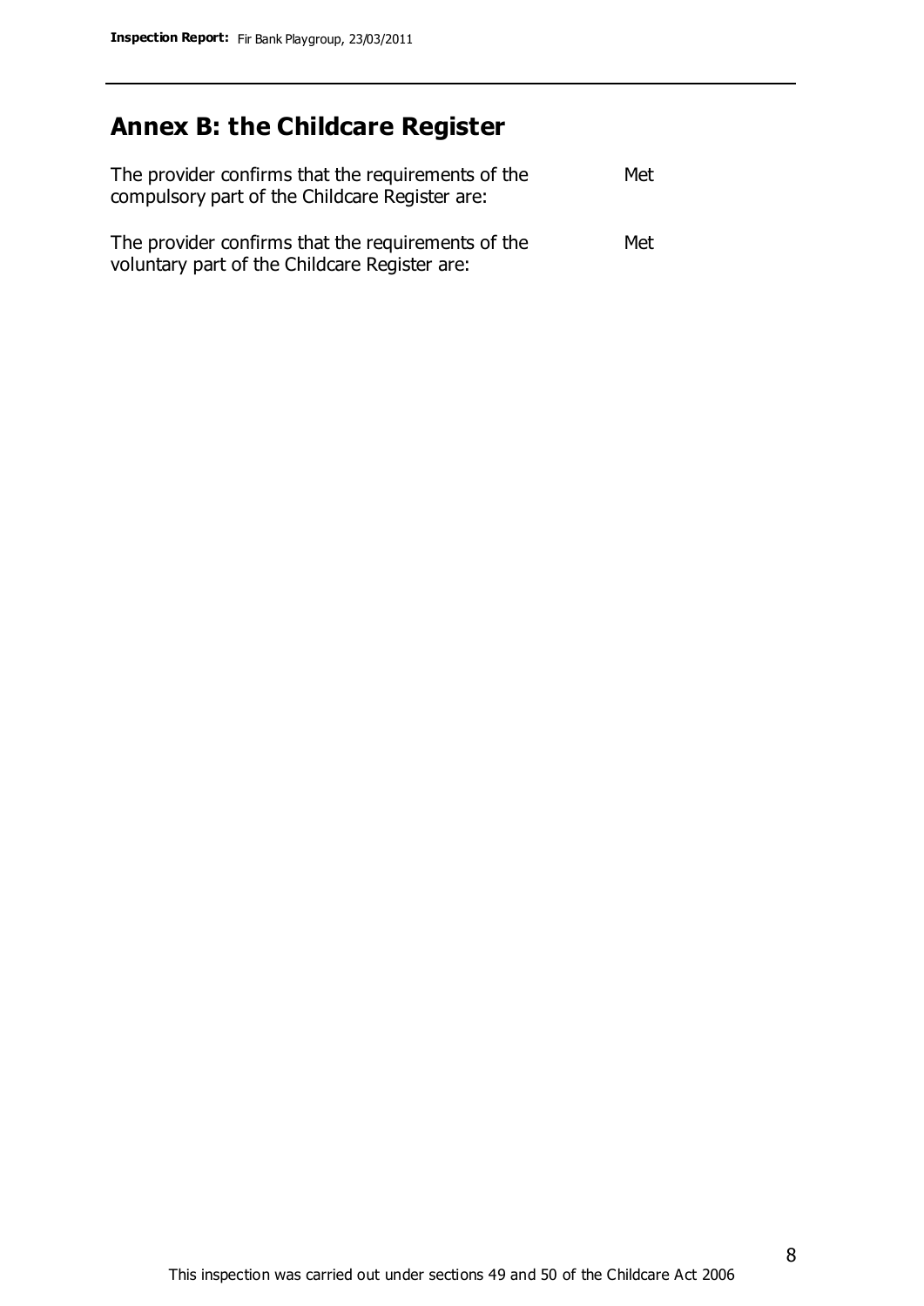## Annex B: the Childcare Register

| | |
|---|---|
| The provider confirms that the requirements of the compulsory part of the Childcare Register are: | Met |
| The provider confirms that the requirements of the voluntary part of the Childcare Register are: | Met |

This inspection was carried out under sections 49 and 50 of the Childcare Act 2006